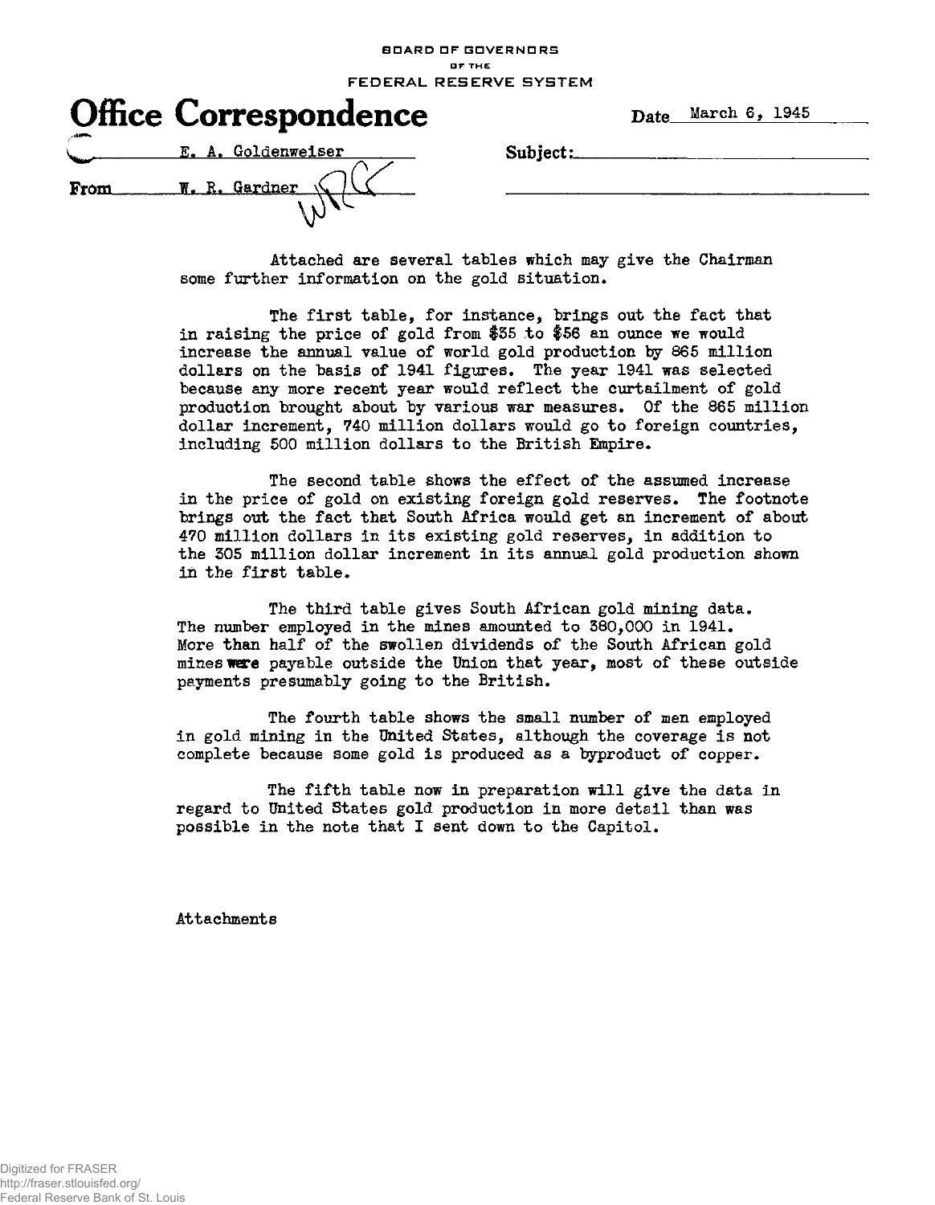BOARD OF GOVERNORS
OF THE
FEDERAL RESERVE SYSTEM

# Office Correspondence

Date March 6, 1945

To E. A. Goldenweiser

From W. R. Gardner

Subject:

Attached are several tables which may give the Chairman some further information on the gold situation.

The first table, for instance, brings out the fact that in raising the price of gold from $35 to $56 an ounce we would increase the annual value of world gold production by 865 million dollars on the basis of 1941 figures. The year 1941 was selected because any more recent year would reflect the curtailment of gold production brought about by various war measures. Of the 865 million dollar increment, 740 million dollars would go to foreign countries, including 500 million dollars to the British Empire.

The second table shows the effect of the assumed increase in the price of gold on existing foreign gold reserves. The footnote brings out the fact that South Africa would get an increment of about 470 million dollars in its existing gold reserves, in addition to the 305 million dollar increment in its annual gold production shown in the first table.

The third table gives South African gold mining data. The number employed in the mines amounted to 380,000 in 1941. More than half of the swollen dividends of the South African gold mines were payable outside the Union that year, most of these outside payments presumably going to the British.

The fourth table shows the small number of men employed in gold mining in the United States, although the coverage is not complete because some gold is produced as a byproduct of copper.

The fifth table now in preparation will give the data in regard to United States gold production in more detail than was possible in the note that I sent down to the Capitol.

Attachments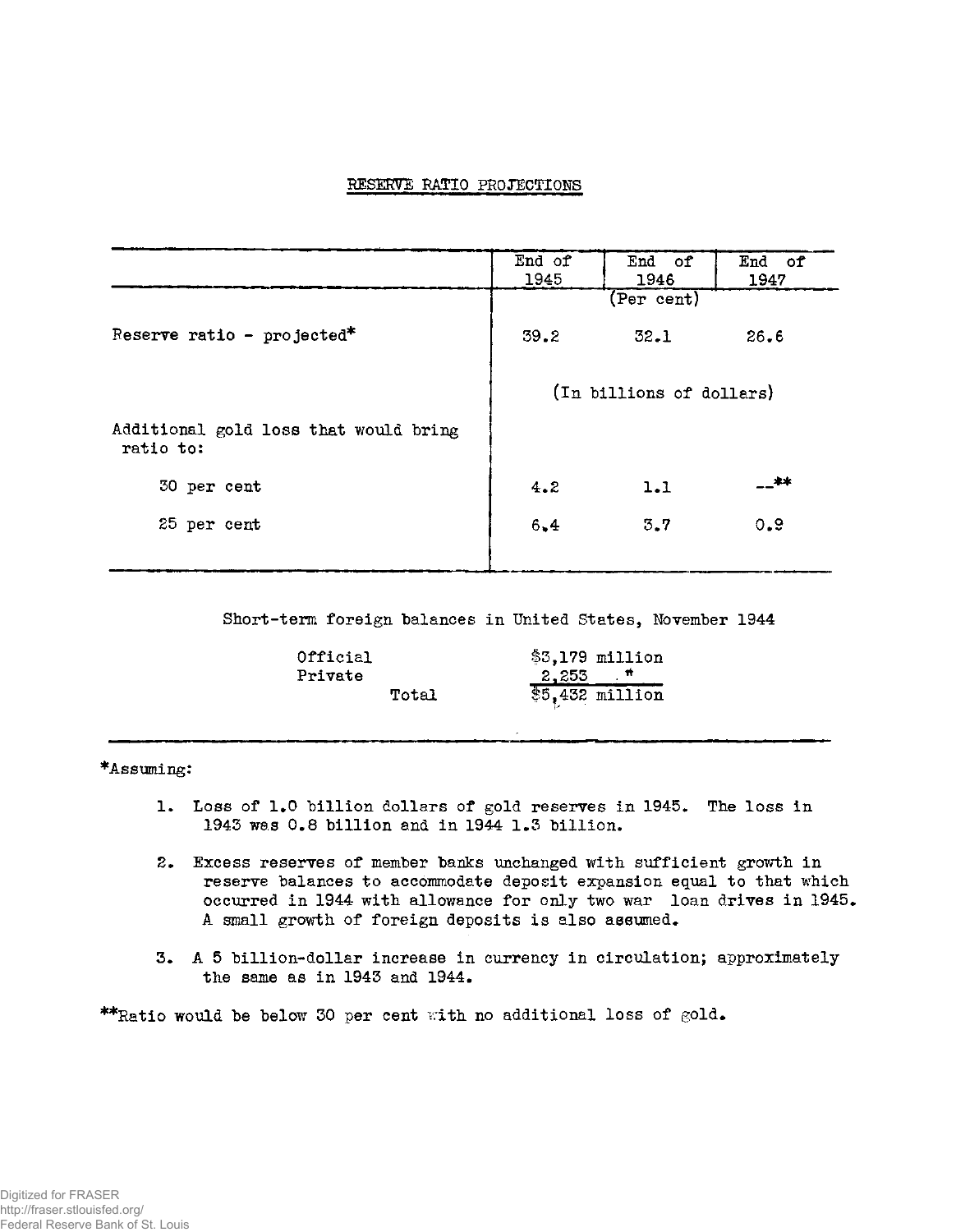RESERVE RATIO PROJECTIONS

| | End of 1945 | End of 1946 | End of 1947 |
|---|---|---|---|
| | | (Per cent) | |
| Reserve ratio - projected* | 39.2 | 32.1 | 26.6 |
| | | (In billions of dollars) | |
| Additional gold loss that would bring ratio to: | | | |
| 30 per cent | 4.2 | 1.1 | --** |
| 25 per cent | 6.4 | 3.7 | 0.9 |

Short-term foreign balances in United States, November 1944

| | |
|---|---|
| Official | $3,179 million |
| Private | 2,253 " |
| Total | $5,432 million |

*Assuming:

1. Loss of 1.0 billion dollars of gold reserves in 1945. The loss in 1943 was 0.8 billion and in 1944 1.3 billion.

2. Excess reserves of member banks unchanged with sufficient growth in reserve balances to accommodate deposit expansion equal to that which occurred in 1944 with allowance for only two war loan drives in 1945. A small growth of foreign deposits is also assumed.

3. A 5 billion-dollar increase in currency in circulation; approximately the same as in 1943 and 1944.

**Ratio would be below 30 per cent with no additional loss of gold.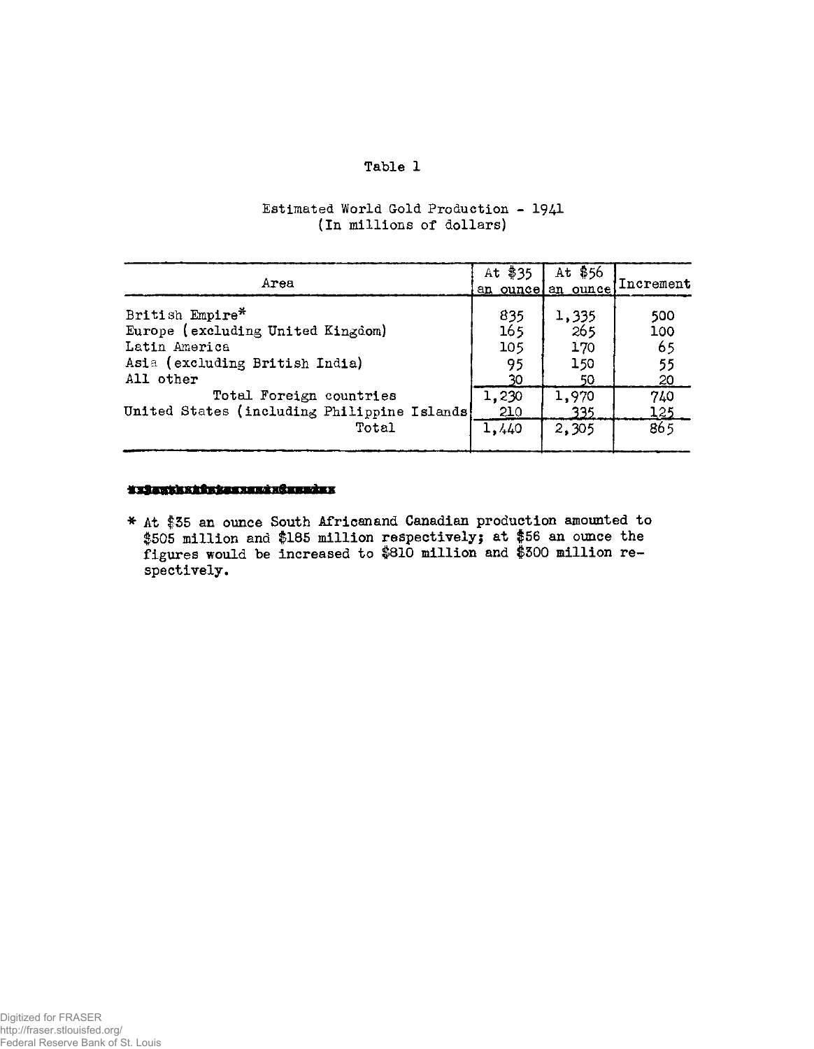Table 1

Estimated World Gold Production - 1941
(In millions of dollars)

| Area | At $35 an ounce | At $56 an ounce | Increment |
|---|---|---|---|
| British Empire* | 835 | 1,335 | 500 |
| Europe (excluding United Kingdom) | 165 | 265 | 100 |
| Latin America | 105 | 170 | 65 |
| Asia (excluding British India) | 95 | 150 | 55 |
| All other | 30 | 50 | 20 |
| Total Foreign countries | 1,230 | 1,970 | 740 |
| United States (including Philippine Islands | 210 | 335 | 125 |
| Total | 1,440 | 2,305 | 865 |

\* At $35 an ounce South Africanand Canadian production amounted to $505 million and $185 million respectively; at $56 an ounce the figures would be increased to $810 million and $300 million respectively.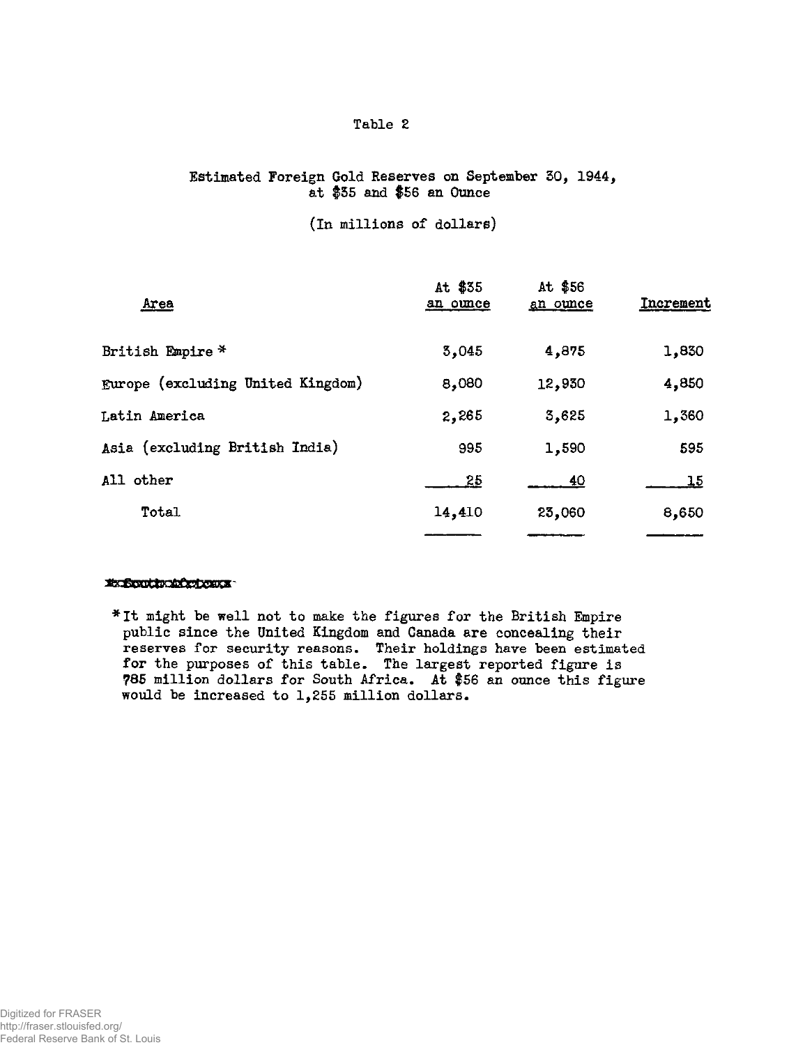Table 2

Estimated Foreign Gold Reserves on September 30, 1944,
at $35 and $56 an Ounce

(In millions of dollars)

| Area | At $35 an ounce | At $56 an ounce | Increment |
|---|---|---|---|
| British Empire * | 3,045 | 4,875 | 1,830 |
| Europe (excluding United Kingdom) | 8,080 | 12,930 | 4,850 |
| Latin America | 2,265 | 3,625 | 1,360 |
| Asia (excluding British India) | 995 | 1,590 | 595 |
| All other | 25 | 40 | 15 |
| Total | 14,410 | 23,060 | 8,650 |

*It might be well not to make the figures for the British Empire public since the United Kingdom and Canada are concealing their reserves for security reasons. Their holdings have been estimated for the purposes of this table. The largest reported figure is 785 million dollars for South Africa. At $56 an ounce this figure would be increased to 1,255 million dollars.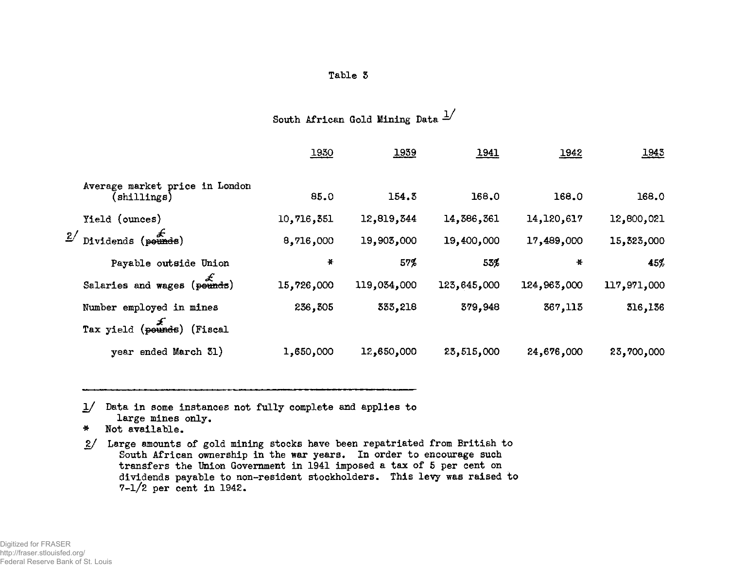Table 3

South African Gold Mining Data 1/

| | 1930 | 1939 | 1941 | 1942 | 1943 |
|---|---|---|---|---|---|
| Average market price in London (shillings) | 85.0 | 154.3 | 168.0 | 168.0 | 168.0 |
| Yield (ounces) | 10,716,351 | 12,819,344 | 14,386,361 | 14,120,617 | 12,800,021 |
| 2/ Dividends (£) | 8,716,000 | 19,903,000 | 19,400,000 | 17,489,000 | 15,323,000 |
| Payable outside Union | * | 57% | 53% | * | 45% |
| Salaries and wages (£) | 15,726,000 | 119,034,000 | 123,645,000 | 124,963,000 | 117,971,000 |
| Number employed in mines | 236,305 | 333,218 | 379,948 | 367,113 | 316,136 |
| Tax yield (£) (Fiscal year ended March 31) | 1,650,000 | 12,650,000 | 23,515,000 | 24,676,000 | 23,700,000 |

1/ Data in some instances not fully complete and applies to large mines only.

\* Not available.

2/ Large amounts of gold mining stocks have been repatriated from British to South African ownership in the war years. In order to encourage such transfers the Union Government in 1941 imposed a tax of 5 per cent on dividends payable to non-resident stockholders. This levy was raised to 7-1/2 per cent in 1942.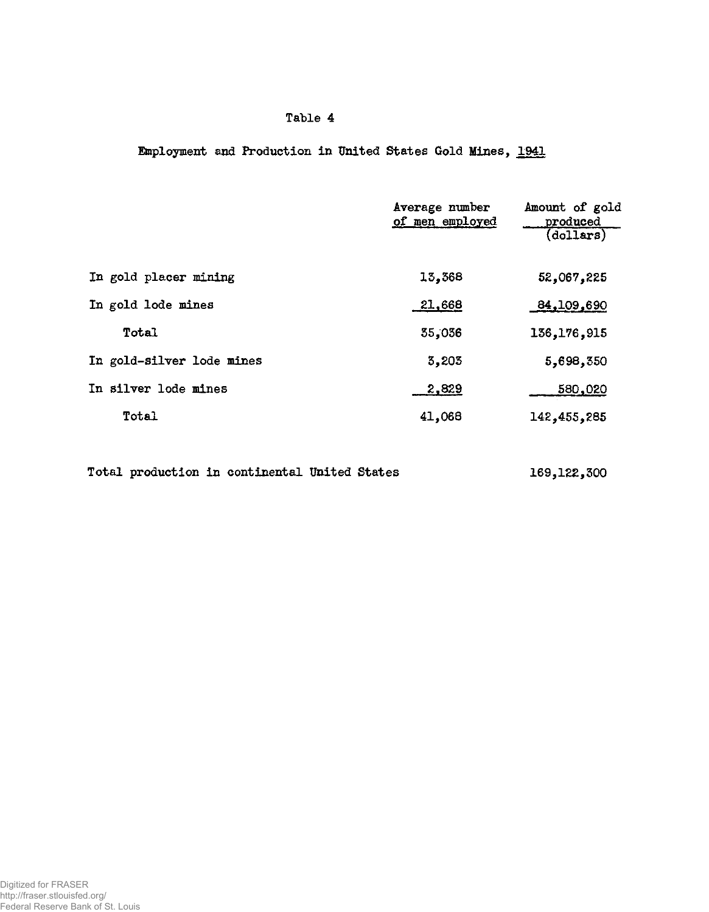Table 4

Employment and Production in United States Gold Mines, 1941

| | Average number of men employed | Amount of gold produced (dollars) |
|---|---|---|
| In gold placer mining | 13,368 | 52,067,225 |
| In gold lode mines | 21,668 | 84,109,690 |
| Total | 35,036 | 136,176,915 |
| In gold-silver lode mines | 3,203 | 5,698,350 |
| In silver lode mines | 2,829 | 580,020 |
| Total | 41,068 | 142,455,285 |
| | | |
| Total production in continental United States | | 169,122,300 |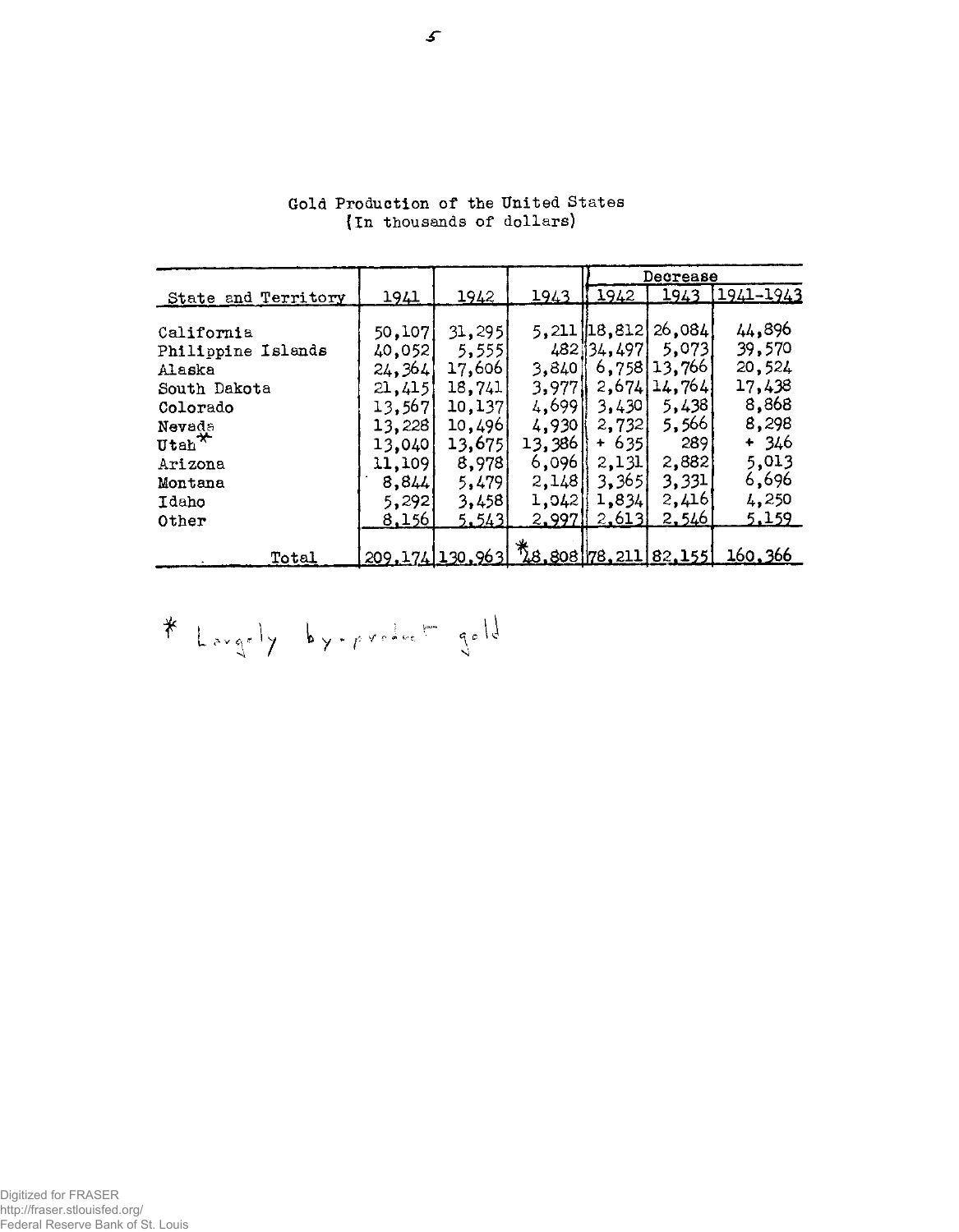Gold Production of the United States
(In thousands of dollars)

| State and Territory | 1941 | 1942 | 1943 | Decrease 1942 | Decrease 1943 | Decrease 1941-1943 |
|---|---|---|---|---|---|---|
| California | 50,107 | 31,295 | 5,211 | 18,812 | 26,084 | 44,896 |
| Philippine Islands | 40,052 | 5,555 | 482 | 34,497 | 5,073 | 39,570 |
| Alaska | 24,364 | 17,606 | 3,840 | 6,758 | 13,766 | 20,524 |
| South Dakota | 21,415 | 18,741 | 3,977 | 2,674 | 14,764 | 17,438 |
| Colorado | 13,567 | 10,137 | 4,699 | 3,430 | 5,438 | 8,868 |
| Nevada | 13,228 | 10,496 | 4,930 | 2,732 | 5,566 | 8,298 |
| Utah* | 13,040 | 13,675 | 13,386 | + 635 | 289 | + 346 |
| Arizona | 11,109 | 8,978 | 6,096 | 2,131 | 2,882 | 5,013 |
| Montana | 8,844 | 5,479 | 2,148 | 3,365 | 3,331 | 6,696 |
| Idaho | 5,292 | 3,458 | 1,042 | 1,834 | 2,416 | 4,250 |
| Other | 8,156 | 5,543 | 2,997 | 2,613 | 2,546 | 5,159 |
| Total | 209,174 | 130,963 | *48,808 | 78,211 | 82,155 | 160,366 |

\* Largely by-product gold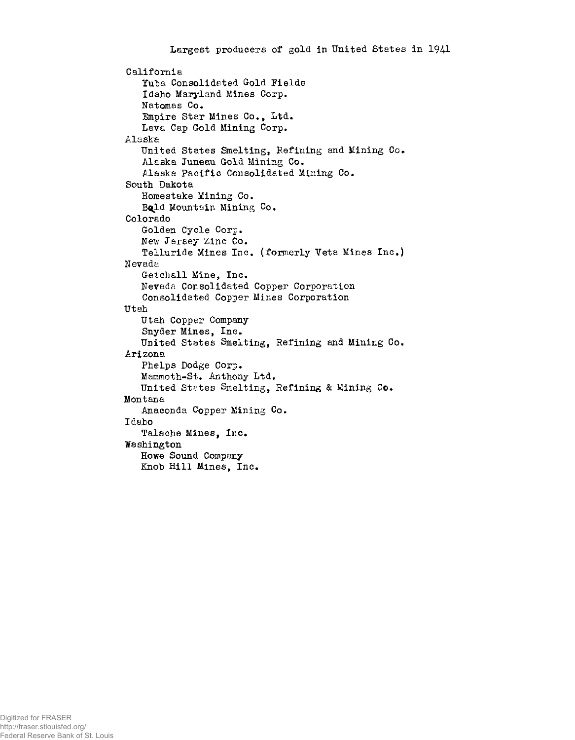# Largest producers of gold in United States in 1941

California
- Yuba Consolidated Gold Fields
- Idaho Maryland Mines Corp.
- Natomas Co.
- Empire Star Mines Co., Ltd.
- Lava Cap Gold Mining Corp.

Alaska
- United States Smelting, Refining and Mining Co.
- Alaska Juneau Gold Mining Co.
- Alaska Pacific Consolidated Mining Co.

South Dakota
- Homestake Mining Co.
- Bald Mountain Mining Co.

Colorado
- Golden Cycle Corp.
- New Jersey Zinc Co.
- Telluride Mines Inc. (formerly Veta Mines Inc.)

Nevada
- Getchell Mine, Inc.
- Nevada Consolidated Copper Corporation
- Consolidated Copper Mines Corporation

Utah
- Utah Copper Company
- Snyder Mines, Inc.
- United States Smelting, Refining and Mining Co.

Arizona
- Phelps Dodge Corp.
- Mammoth-St. Anthony Ltd.
- United States Smelting, Refining & Mining Co.

Montana
- Anaconda Copper Mining Co.

Idaho
- Talache Mines, Inc.

Washington
- Howe Sound Company
- Knob Hill Mines, Inc.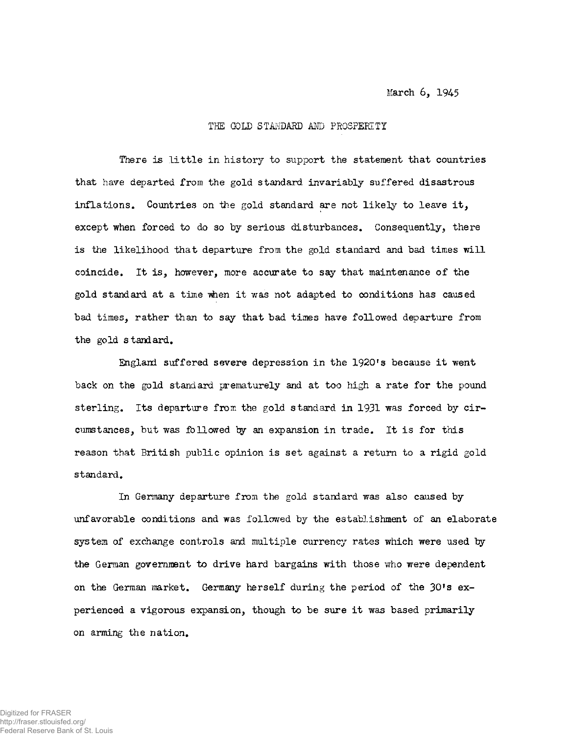March 6, 1945

## THE GOLD STANDARD AND PROSPERITY

There is little in history to support the statement that countries that have departed from the gold standard invariably suffered disastrous inflations. Countries on the gold standard are not likely to leave it, except when forced to do so by serious disturbances. Consequently, there is the likelihood that departure from the gold standard and bad times will coincide. It is, however, more accurate to say that maintenance of the gold standard at a time when it was not adapted to conditions has caused bad times, rather than to say that bad times have followed departure from the gold standard.

England suffered severe depression in the 1920's because it went back on the gold standard prematurely and at too high a rate for the pound sterling. Its departure from the gold standard in 1931 was forced by circumstances, but was followed by an expansion in trade. It is for this reason that British public opinion is set against a return to a rigid gold standard.

In Germany departure from the gold standard was also caused by unfavorable conditions and was followed by the establishment of an elaborate system of exchange controls and multiple currency rates which were used by the German government to drive hard bargains with those who were dependent on the German market. Germany herself during the period of the 30's experienced a vigorous expansion, though to be sure it was based primarily on arming the nation.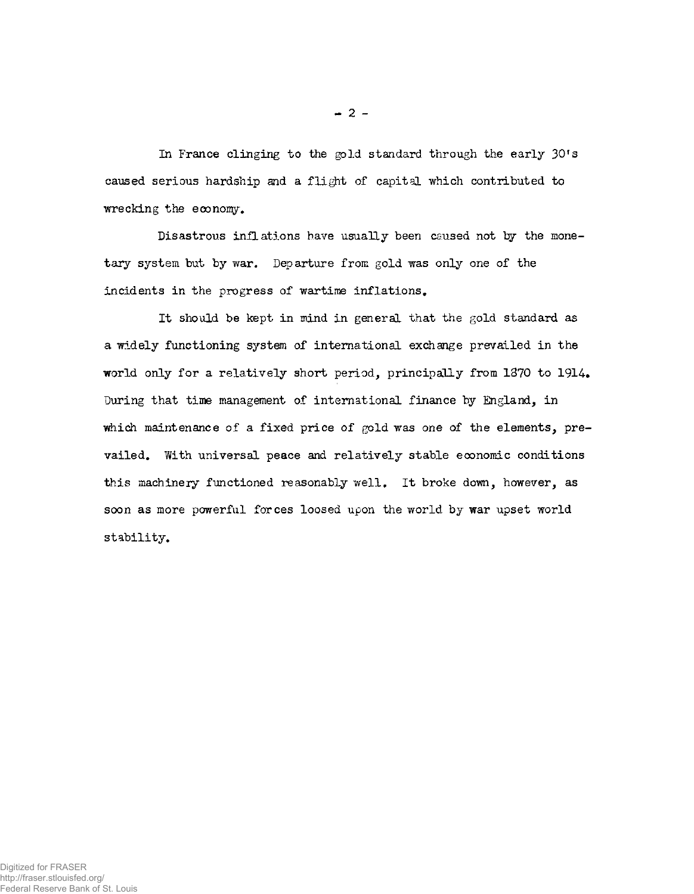In France clinging to the gold standard through the early 30's caused serious hardship and a flight of capital which contributed to wrecking the economy.

Disastrous inflations have usually been caused not by the monetary system but by war. Departure from gold was only one of the incidents in the progress of wartime inflations.

It should be kept in mind in general that the gold standard as a widely functioning system of international exchange prevailed in the world only for a relatively short period, principally from 1870 to 1914. During that time management of international finance by England, in which maintenance of a fixed price of gold was one of the elements, prevailed. With universal peace and relatively stable economic conditions this machinery functioned reasonably well. It broke down, however, as soon as more powerful forces loosed upon the world by war upset world stability.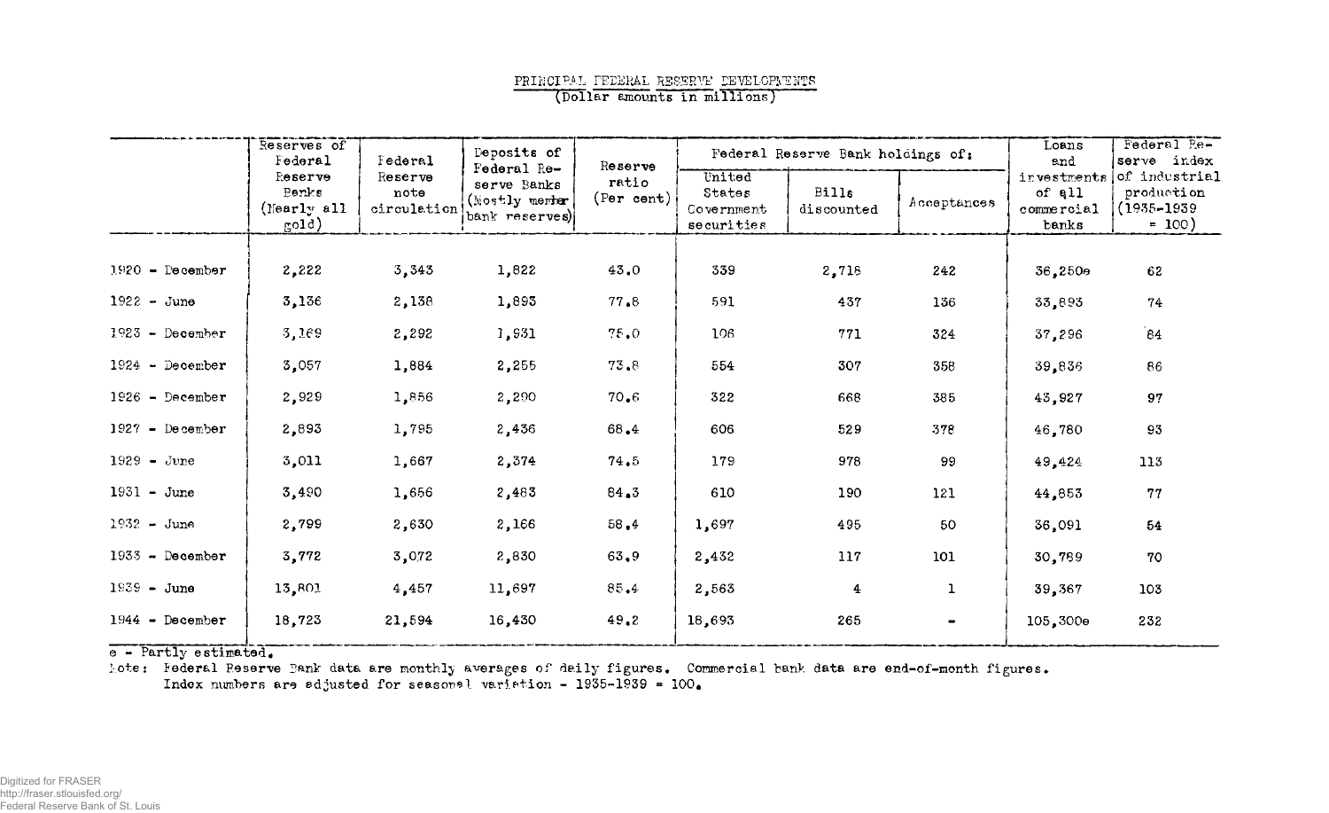# PRINCIPAL FEDERAL RESERVE DEVELOPMENTS

(Dollar amounts in millions)

| | Reserves of Federal Reserve Banks (Nearly all gold) | Federal Reserve note circulation | Deposits of Federal Reserve Banks (Mostly member bank reserves) | Reserve ratio (Per cent) | Federal Reserve Bank holdings of: | | | Loans and investments of all commercial banks | Federal Reserve index of industrial production (1935-1939 = 100) |
|---|---|---|---|---|---|---|---|---|---|
| | | | | | United States Government securities | Bills discounted | Acceptances | | |
| 1920 - December | 2,222 | 3,343 | 1,822 | 43.0 | 339 | 2,718 | 242 | 36,250e | 62 |
| 1922 - June | 3,136 | 2,138 | 1,893 | 77.8 | 591 | 437 | 136 | 33,893 | 74 |
| 1923 - December | 3,169 | 2,292 | 1,931 | 75.0 | 106 | 771 | 324 | 37,296 | 84 |
| 1924 - December | 3,057 | 1,884 | 2,255 | 73.8 | 554 | 307 | 358 | 39,836 | 86 |
| 1926 - December | 2,929 | 1,856 | 2,290 | 70.6 | 322 | 668 | 385 | 43,927 | 97 |
| 1927 - December | 2,893 | 1,795 | 2,436 | 68.4 | 606 | 529 | 378 | 46,780 | 93 |
| 1929 - June | 3,011 | 1,667 | 2,374 | 74.5 | 179 | 978 | 99 | 49,424 | 113 |
| 1931 - June | 3,490 | 1,656 | 2,483 | 84.3 | 610 | 190 | 121 | 44,853 | 77 |
| 1932 - June | 2,799 | 2,630 | 2,166 | 58.4 | 1,697 | 495 | 50 | 36,091 | 54 |
| 1933 - December | 3,772 | 3,072 | 2,830 | 63.9 | 2,432 | 117 | 101 | 30,789 | 70 |
| 1939 - June | 13,801 | 4,457 | 11,697 | 85.4 | 2,563 | 4 | 1 | 39,367 | 103 |
| 1944 - December | 18,723 | 21,594 | 16,430 | 49.2 | 18,693 | 265 | - | 105,300e | 232 |

e - Partly estimated.

Note: Federal Reserve Bank data are monthly averages of daily figures. Commercial bank data are end-of-month figures.
Index numbers are adjusted for seasonal variation - 1935-1939 = 100.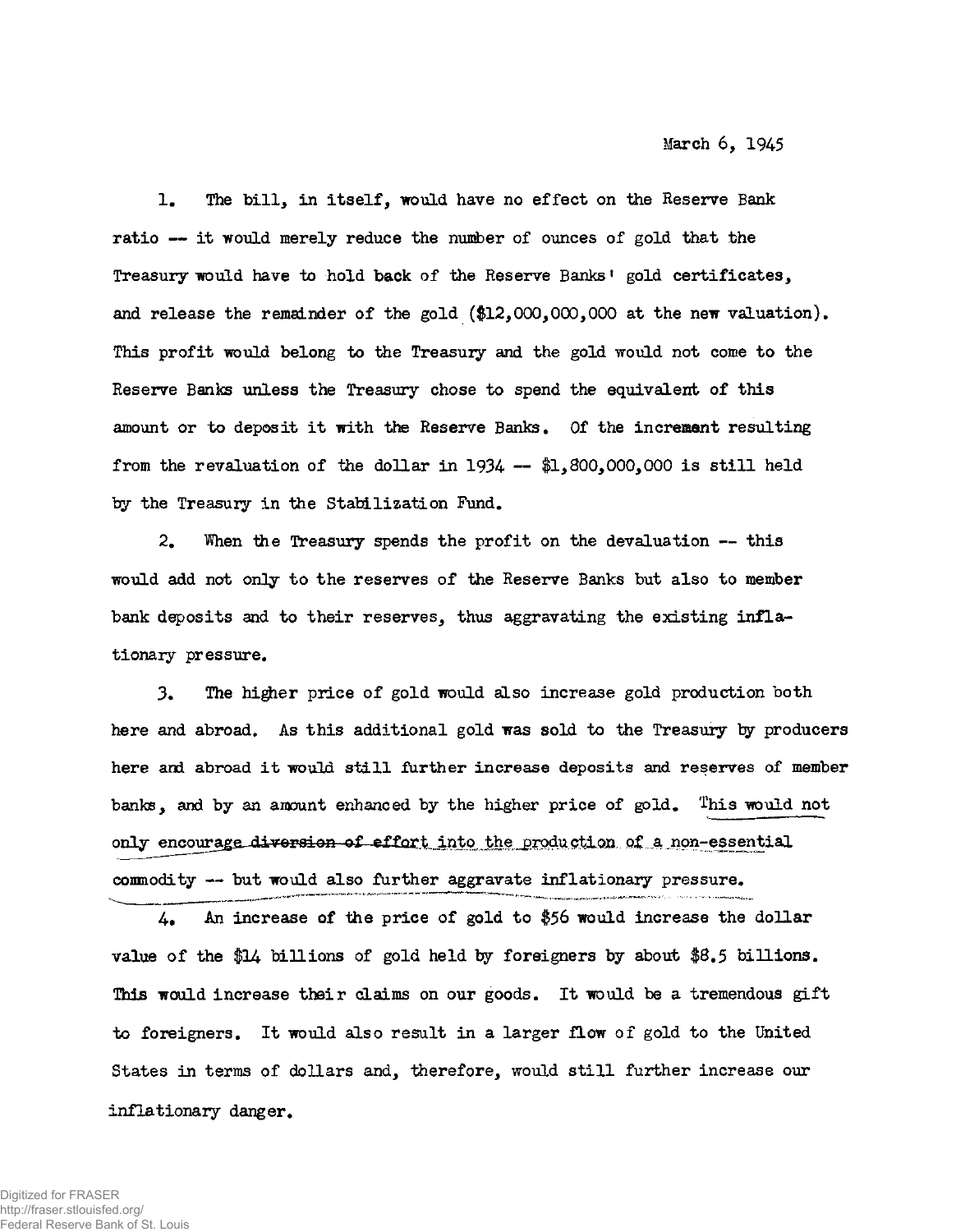March 6, 1945

1. The bill, in itself, would have no effect on the Reserve Bank ratio -- it would merely reduce the number of ounces of gold that the Treasury would have to hold back of the Reserve Banks' gold certificates, and release the remainder of the gold ($12,000,000,000 at the new valuation). This profit would belong to the Treasury and the gold would not come to the Reserve Banks unless the Treasury chose to spend the equivalent of this amount or to deposit it with the Reserve Banks. Of the increment resulting from the revaluation of the dollar in 1934 -- $1,800,000,000 is still held by the Treasury in the Stabilization Fund.

2. When the Treasury spends the profit on the devaluation -- this would add not only to the reserves of the Reserve Banks but also to member bank deposits and to their reserves, thus aggravating the existing inflationary pressure.

3. The higher price of gold would also increase gold production both here and abroad. As this additional gold was sold to the Treasury by producers here and abroad it would still further increase deposits and reserves of member banks, and by an amount enhanced by the higher price of gold. This would not only encourage ~~diversion of effort~~ into the production of a non-essential commodity -- but would also further aggravate inflationary pressure.

4. An increase of the price of gold to $56 would increase the dollar value of the $14 billions of gold held by foreigners by about $8.5 billions. This would increase their claims on our goods. It would be a tremendous gift to foreigners. It would also result in a larger flow of gold to the United States in terms of dollars and, therefore, would still further increase our inflationary danger.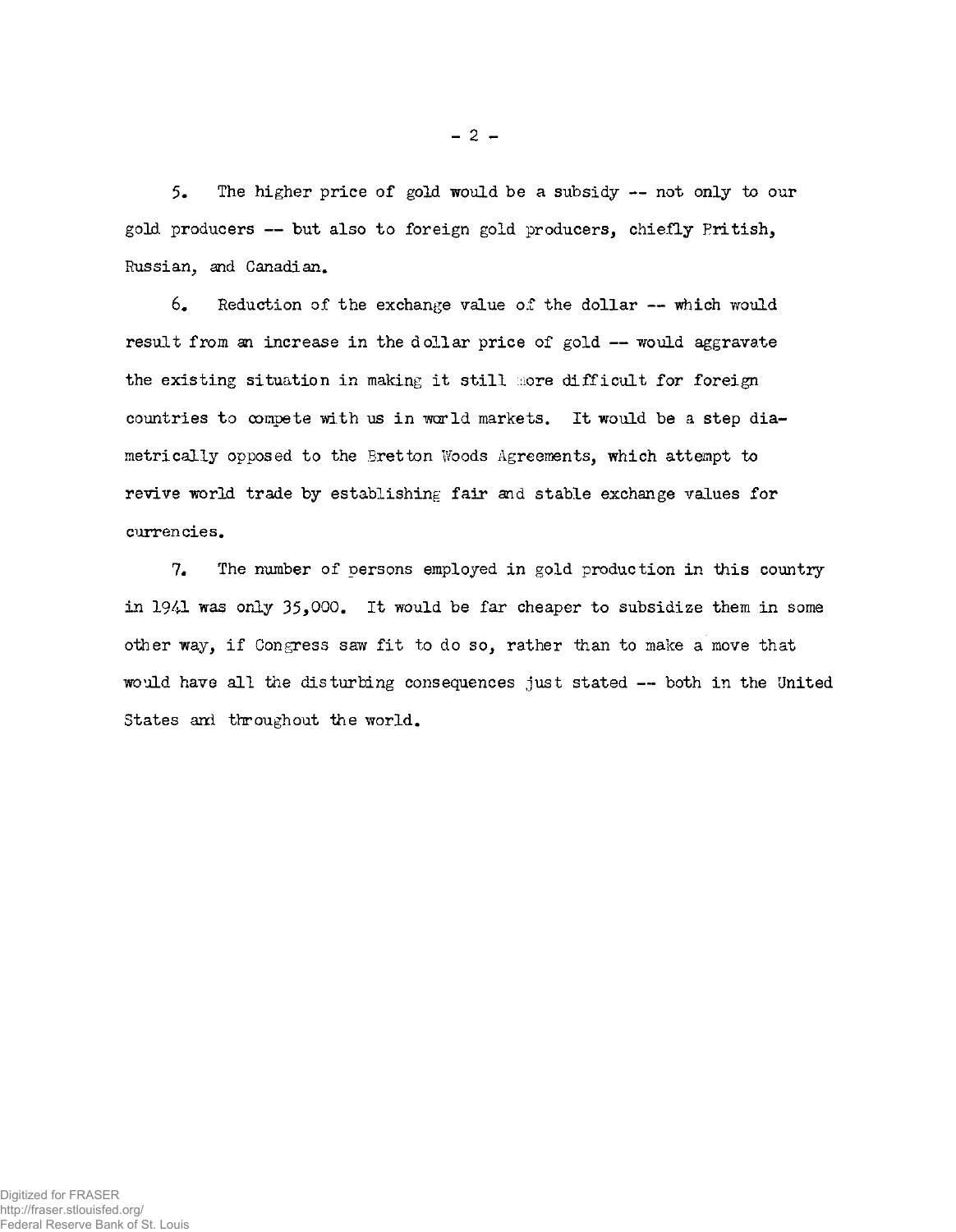5. The higher price of gold would be a subsidy -- not only to our gold producers -- but also to foreign gold producers, chiefly British, Russian, and Canadian.

6. Reduction of the exchange value of the dollar -- which would result from an increase in the dollar price of gold -- would aggravate the existing situation in making it still more difficult for foreign countries to compete with us in world markets. It would be a step diametrically opposed to the Bretton Woods Agreements, which attempt to revive world trade by establishing fair and stable exchange values for currencies.

7. The number of persons employed in gold production in this country in 1941 was only 35,000. It would be far cheaper to subsidize them in some other way, if Congress saw fit to do so, rather than to make a move that would have all the disturbing consequences just stated -- both in the United States and throughout the world.